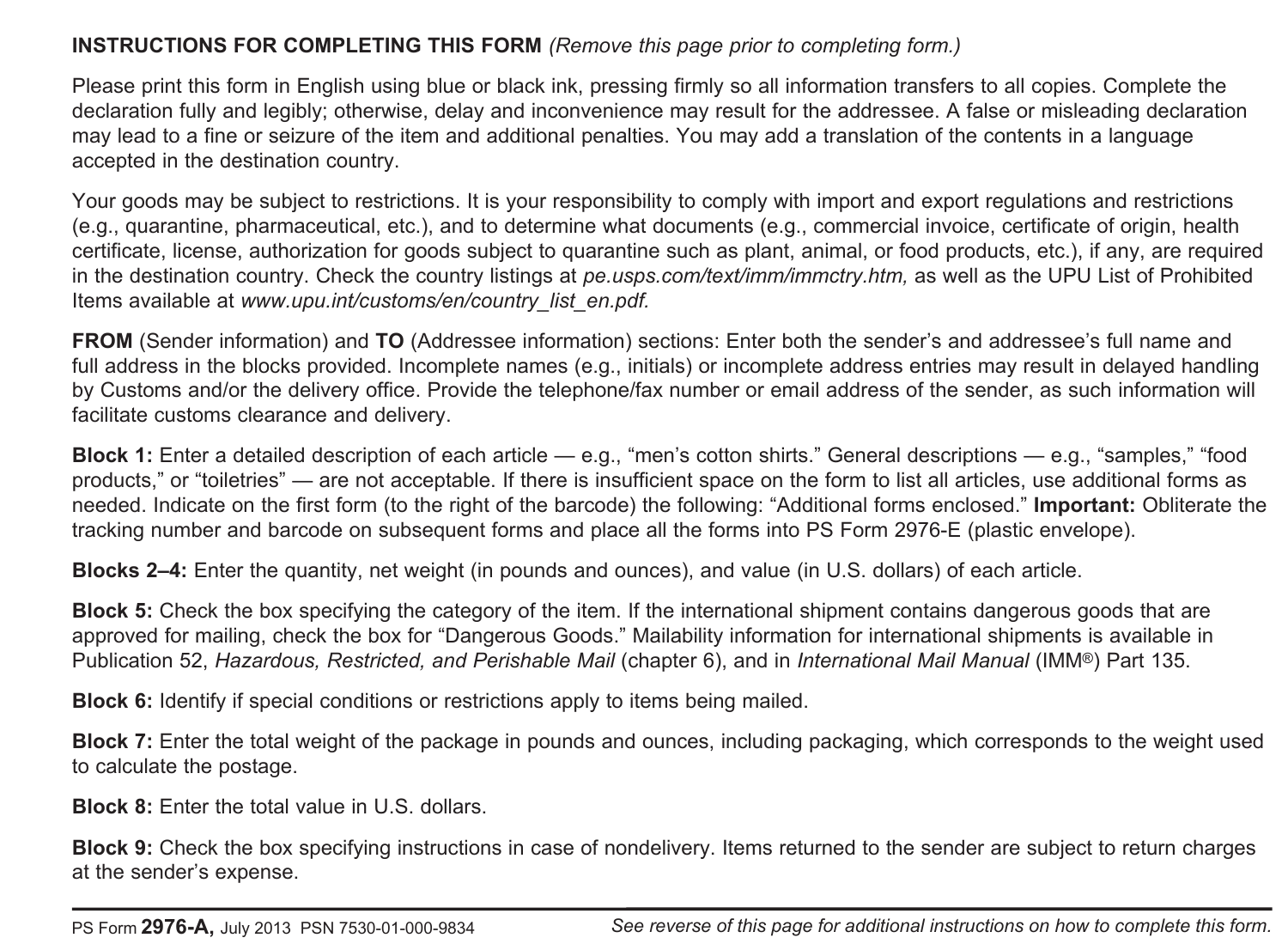**INSTRUCTIONS FOR COMPLETING THIS FORM** *(Remove this page prior to completing form.)*

Please print this form in English using blue or black ink, pressing firmly so all information transfers to all copies. Complete the declaration fully and legibly; otherwise, delay and inconvenience may result for the addressee. A false or misleading declaration may lead to a fine or seizure of the item and additional penalties. You may add a translation of the contents in a language accepted in the destination country.

Your goods may be subject to restrictions. It is your responsibility to comply with import and export regulations and restrictions (e.g., quarantine, pharmaceutical, etc.), and to determine what documents (e.g., commercial invoice, certificate of origin, health certificate, license, authorization for goods subject to quarantine such as plant, animal, or food products, etc.), if any, are required in the destination country. Check the country listings at *pe.usps.com/text/imm/immctry.htm,* as well as the UPU List of Prohibited Items available at *www.upu.int/customs/en/country_list_en.pdf.*

**FROM** (Sender information) and **TO** (Addressee information) sections: Enter both the sender's and addressee's full name and full address in the blocks provided. Incomplete names (e.g., initials) or incomplete address entries may result in delayed handling by Customs and/or the delivery office. Provide the telephone/fax number or email address of the sender, as such information will facilitate customs clearance and delivery.

**Block 1:** Enter a detailed description of each article — e.g., "men's cotton shirts." General descriptions — e.g., "samples," "food products," or "toiletries" — are not acceptable. If there is insufficient space on the form to list all articles, use additional forms as needed. Indicate on the first form (to the right of the barcode) the following: "Additional forms enclosed." **Important:** Obliterate the tracking number and barcode on subsequent forms and place all the forms into PS Form 2976-E (plastic envelope).

**Blocks 2–4:** Enter the quantity, net weight (in pounds and ounces), and value (in U.S. dollars) of each article.

**Block 5:** Check the box specifying the category of the item. If the international shipment contains dangerous goods that are approved for mailing, check the box for "Dangerous Goods." Mailability information for international shipments is available in Publication 52, *Hazardous, Restricted, and Perishable Mail* (chapter 6), and in *International Mail Manual* (IMM®) Part 135.

**Block 6:** Identify if special conditions or restrictions apply to items being mailed.

**Block 7:** Enter the total weight of the package in pounds and ounces, including packaging, which corresponds to the weight used to calculate the postage.

**Block 8:** Enter the total value in U.S. dollars.

**Block 9:** Check the box specifying instructions in case of nondelivery. Items returned to the sender are subject to return charges at the sender's expense.

PS Form **2976-A,** July 2013 PSN 7530-01-000-9834 *See reverse of this page for additional instructions on how to complete this form.*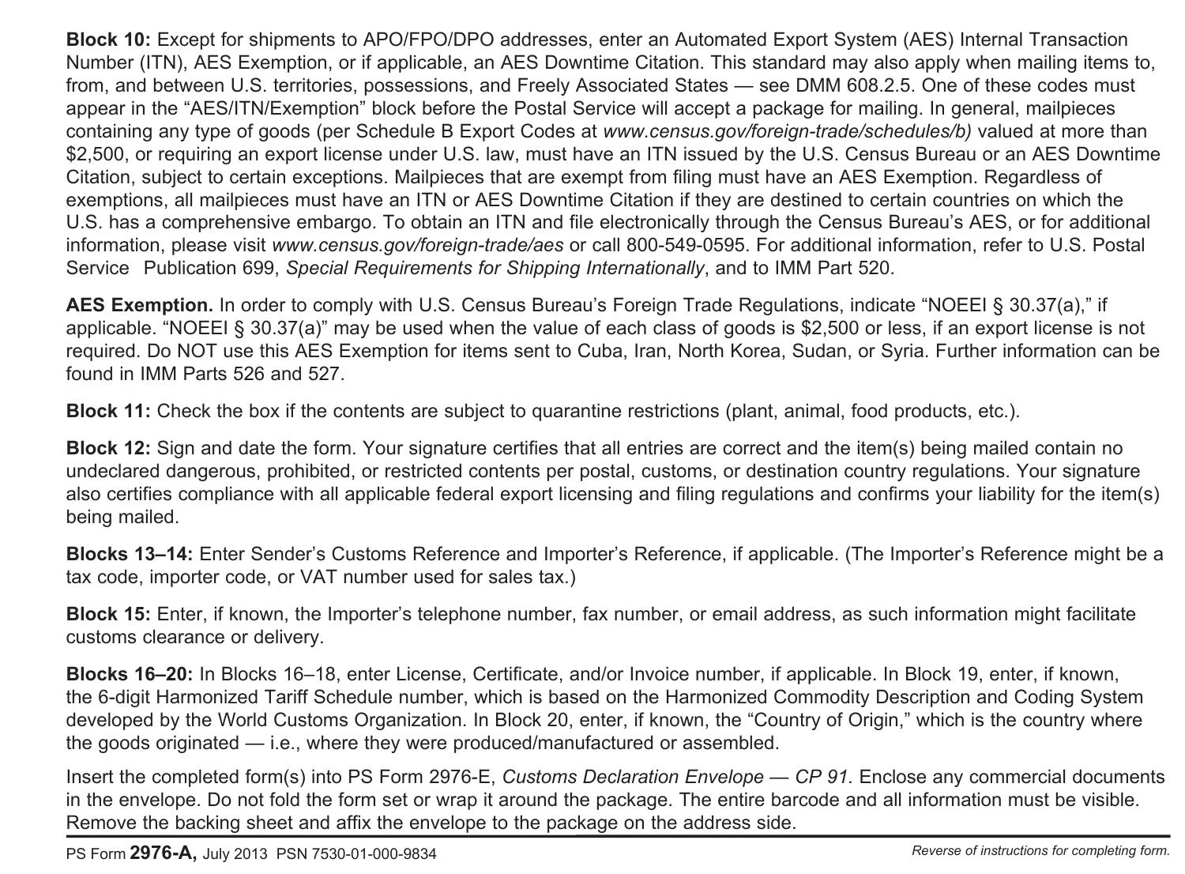**Block 10:** Except for shipments to APO/FPO/DPO addresses, enter an Automated Export System (AES) Internal Transaction Number (ITN), AES Exemption, or if applicable, an AES Downtime Citation. This standard may also apply when mailing items to, from, and between U.S. territories, possessions, and Freely Associated States — see DMM 608.2.5. One of these codes must appear in the "AES/ITN/Exemption" block before the Postal Service will accept a package for mailing. In general, mailpieces containing any type of goods (per Schedule B Export Codes at *www.census.gov/foreign-trade/schedules/b)* valued at more than $2,500, or requiring an export license under U.S. law, must have an ITN issued by the U.S. Census Bureau or an AES Downtime Citation, subject to certain exceptions. Mailpieces that are exempt from filing must have an AES Exemption. Regardless of exemptions, all mailpieces must have an ITN or AES Downtime Citation if they are destined to certain countries on which the U.S. has a comprehensive embargo. To obtain an ITN and file electronically through the Census Bureau's AES, or for additional information, please visit *www.census.gov/foreign-trade/aes* or call 800-549-0595. For additional information, refer to U.S. Postal Service Publication 699, *Special Requirements for Shipping Internationally*, and to IMM Part 520.

**AES Exemption.** In order to comply with U.S. Census Bureau's Foreign Trade Regulations, indicate "NOEEI § 30.37(a)," if applicable. "NOEEI § 30.37(a)" may be used when the value of each class of goods is $2,500 or less, if an export license is not required. Do NOT use this AES Exemption for items sent to Cuba, Iran, North Korea, Sudan, or Syria. Further information can be found in IMM Parts 526 and 527.

**Block 11:** Check the box if the contents are subject to quarantine restrictions (plant, animal, food products, etc.).

**Block 12:** Sign and date the form. Your signature certifies that all entries are correct and the item(s) being mailed contain no undeclared dangerous, prohibited, or restricted contents per postal, customs, or destination country regulations. Your signature also certifies compliance with all applicable federal export licensing and filing regulations and confirms your liability for the item(s) being mailed.

**Blocks 13–14:** Enter Sender's Customs Reference and Importer's Reference, if applicable. (The Importer's Reference might be a tax code, importer code, or VAT number used for sales tax.)

**Block 15:** Enter, if known, the Importer's telephone number, fax number, or email address, as such information might facilitate customs clearance or delivery.

**Blocks 16–20:** In Blocks 16–18, enter License, Certificate, and/or Invoice number, if applicable. In Block 19, enter, if known, the 6-digit Harmonized Tariff Schedule number, which is based on the Harmonized Commodity Description and Coding System developed by the World Customs Organization. In Block 20, enter, if known, the "Country of Origin," which is the country where the goods originated — i.e., where they were produced/manufactured or assembled.

Insert the completed form(s) into PS Form 2976-E, *Customs Declaration Envelope — CP 91.* Enclose any commercial documents in the envelope. Do not fold the form set or wrap it around the package. The entire barcode and all information must be visible. Remove the backing sheet and affix the envelope to the package on the address side.

PS Form **2976-A,** July 2013 PSN 7530-01-000-9834 *Reverse of instructions for completing form.*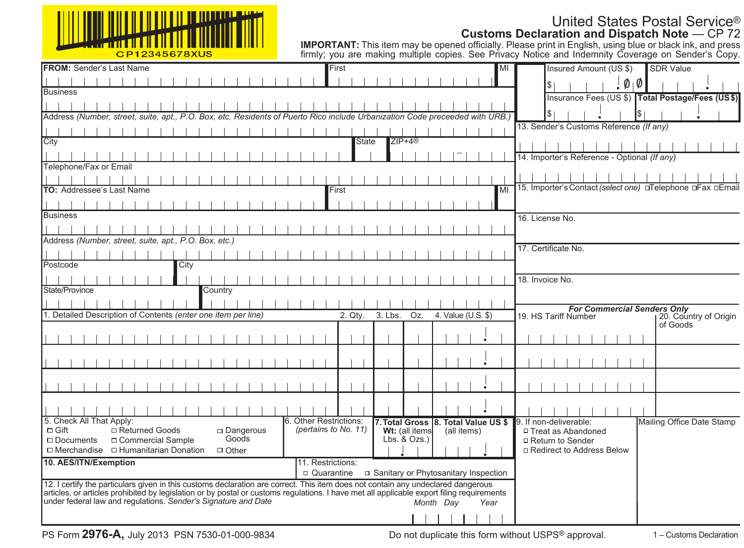CP12345678XUS

# United States Postal Service®

## Customs Declaration and Dispatch Note — CP 72

**IMPORTANT:** This item may be opened officially. Please print in English, using blue or black ink, and press firmly; you are making multiple copies. See Privacy Notice and Indemnity Coverage on Sender's Copy.

**FROM:** Sender's Last Name | First | MI

Business

Address *(Number, street, suite, apt., P.O. Box, etc. Residents of Puerto Rico include Urbanization Code preceeded with URB.)*

City | State | ZIP+4®

Telephone/Fax or Email

**TO:** Addressee's Last Name | First | MI

Business

Address *(Number, street, suite, apt., P.O. Box, etc.)*

Postcode | City

State/Province | Country

| Insured Amount (US $) | SDR Value |
| --- | --- |
| $ . Ø Ø | |
| Insurance Fees (US $) | **Total Postage/Fees (US $)** |
| $ . | $ . |

13. Sender's Customs Reference *(If any)*

14. Importer's Reference - Optional *(If any)*

15. Importer's Contact *(select one)* ☐Telephone ☐Fax ☐Email

16. License No.

17. Certificate No.

18. Invoice No.

| 1. Detailed Description of Contents *(enter one item per line)* | 2. Qty. | 3. Lbs. | Oz. | 4. Value (U.S. $) | 19. HS Tariff Number | 20. Country of Origin of Goods |
| --- | --- | --- | --- | --- | --- | --- |
| | | | | . | | |
| | | | | . | | |
| | | | | . | | |
| | | | | . | | |

*For Commercial Senders Only* (applies to 19 and 20)

5. Check All That Apply:
- ☐ Gift
- ☐ Returned Goods
- ☐ Dangerous Goods
- ☐ Documents
- ☐ Commercial Sample
- ☐ Merchandise
- ☐ Humanitarian Donation
- ☐ Other

6. Other Restrictions: *(pertains to No. 11)*

**7. Total Gross Wt:** (all items) Lbs. & Ozs.)

**8. Total Value US $** (all items)

9. If non-deliverable:
- ☐ Treat as Abandoned
- ☐ Return to Sender
- ☐ Redirect to Address Below

Mailing Office Date Stamp

**10. AES/ITN/Exemption**

11. Restrictions:
- ☐ Quarantine
- ☐ Sanitary or Phytosanitary Inspection

12. I certify the particulars given in this customs declaration are correct. This item does not contain any undeclared dangerous articles, or articles prohibited by legislation or by postal or customs regulations. I have met all applicable export filing requirements under federal law and regulations. *Sender's Signature and Date*

*Month Day Year*

PS Form **2976-A,** July 2013 PSN 7530-01-000-9834

Do not duplicate this form without USPS® approval.

1 – Customs Declaration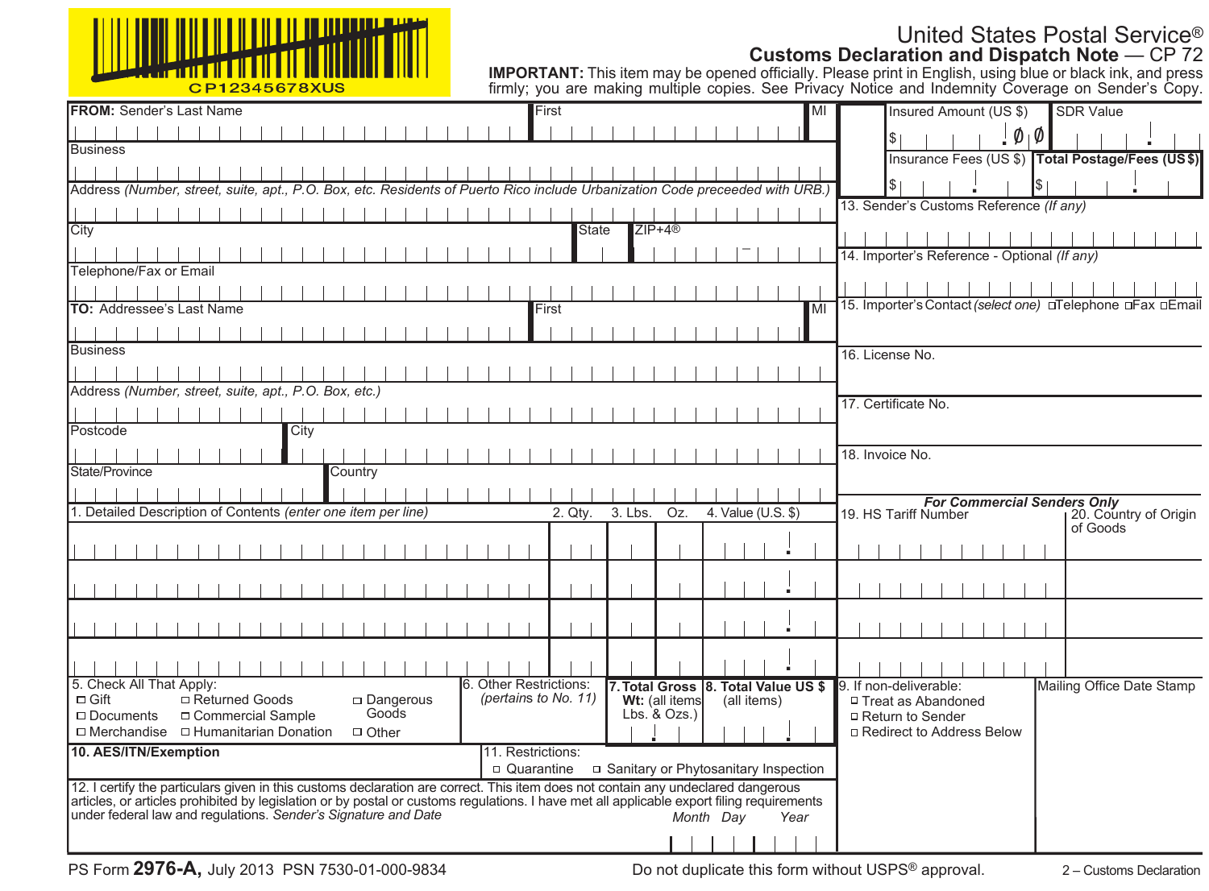CP12345678XUS

# United States Postal Service®

## Customs Declaration and Dispatch Note — CP 72

**IMPORTANT:** This item may be opened officially. Please print in English, using blue or black ink, and press firmly; you are making multiple copies. See Privacy Notice and Indemnity Coverage on Sender's Copy.

**FROM:** Sender's Last Name | First | MI

Business

Address *(Number, street, suite, apt., P.O. Box, etc. Residents of Puerto Rico include Urbanization Code preceeded with URB.)*

City | State | ZIP+4®

Telephone/Fax or Email

**TO:** Addressee's Last Name | First | MI

Business

Address *(Number, street, suite, apt., P.O. Box, etc.)*

Postcode | City

State/Province | Country

Insured Amount (US $) $ . ØØ | SDR Value

Insurance Fees (US $) $ | **Total Postage/Fees (US $)** $

13. Sender's Customs Reference *(If any)*

14. Importer's Reference - Optional *(If any)*

15. Importer's Contact *(select one)* ☐Telephone ☐Fax ☐Email

16. License No.

17. Certificate No.

18. Invoice No.

| 1. Detailed Description of Contents *(enter one item per line)* | 2. Qty. | 3. Lbs. | Oz. | 4. Value (U.S. $) |
|---|---|---|---|---|
| | | | | . |
| | | | | . |
| | | | | . |
| | | | | . |

***For Commercial Senders Only***

| 19. HS Tariff Number | 20. Country of Origin of Goods |
|---|---|
| | |
| | |
| | |
| | |

5. Check All That Apply:
- ☐ Gift
- ☐ Documents
- ☐ Merchandise
- ☐ Returned Goods
- ☐ Commercial Sample
- ☐ Humanitarian Donation
- ☐ Dangerous Goods
- ☐ Other

6. Other Restrictions: *(pertains to No. 11)*

**7. Total Gross Wt:** (all items Lbs. & Ozs.)

**8. Total Value US $** (all items)

9. If non-deliverable:
- ☐ Treat as Abandoned
- ☐ Return to Sender
- ☐ Redirect to Address Below

Mailing Office Date Stamp

**10. AES/ITN/Exemption**

11. Restrictions:
☐ Quarantine ☐ Sanitary or Phytosanitary Inspection

12. I certify the particulars given in this customs declaration are correct. This item does not contain any undeclared dangerous articles, or articles prohibited by legislation or by postal or customs regulations. I have met all applicable export filing requirements under federal law and regulations. *Sender's Signature and Date* *Month Day Year*

PS Form **2976-A,** July 2013 PSN 7530-01-000-9834

Do not duplicate this form without USPS® approval.

2 – Customs Declaration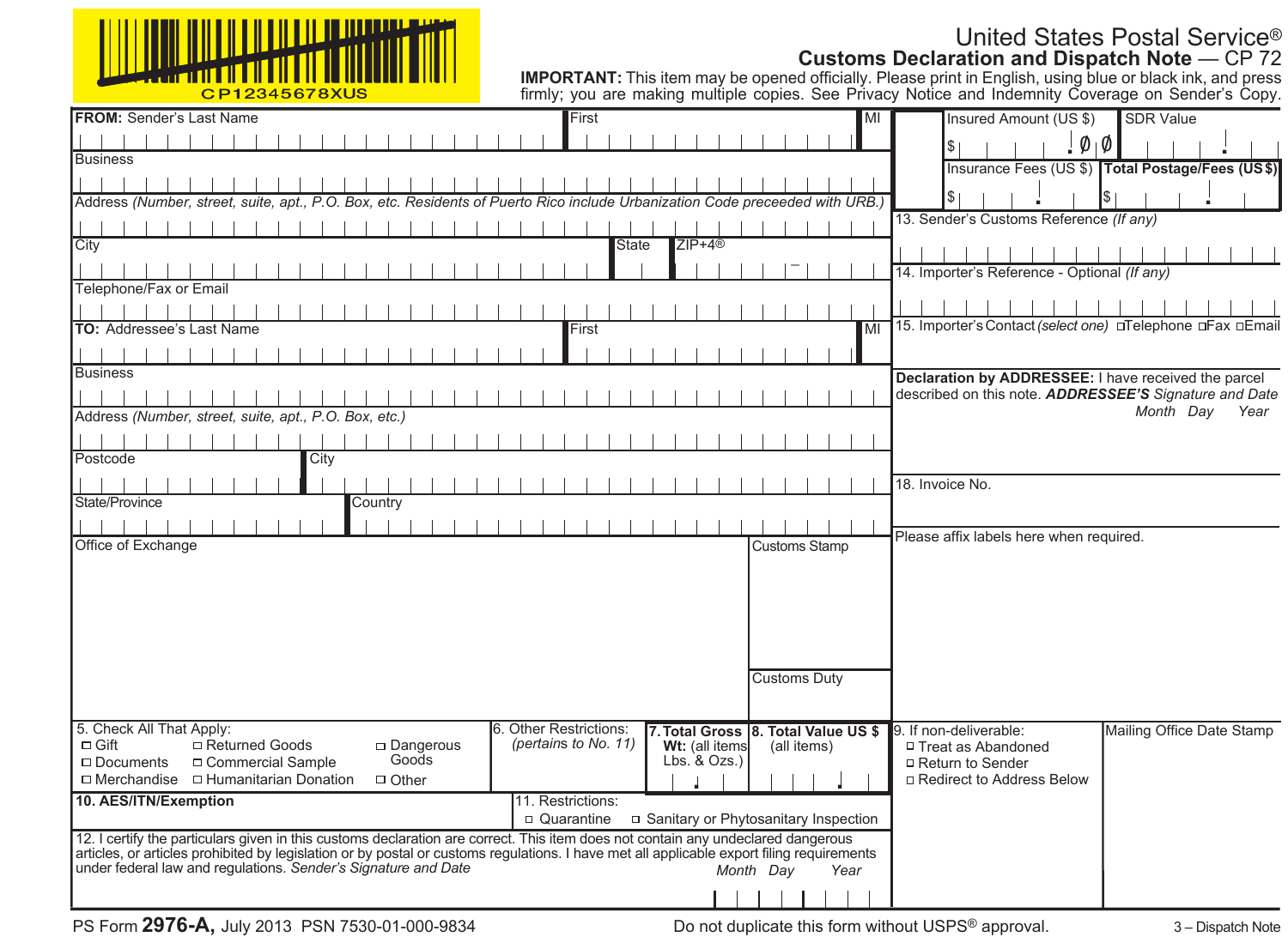CP12345678XUS

# United States Postal Service®
## Customs Declaration and Dispatch Note — CP 72

**IMPORTANT:** This item may be opened officially. Please print in English, using blue or black ink, and press firmly; you are making multiple copies. See Privacy Notice and Indemnity Coverage on Sender's Copy.

**FROM:** Sender's Last Name | First | MI

Business

Address *(Number, street, suite, apt., P.O. Box, etc. Residents of Puerto Rico include Urbanization Code preceeded with URB.)*

City | State | ZIP+4®

Telephone/Fax or Email

**TO:** Addressee's Last Name | First | MI

Business

Address *(Number, street, suite, apt., P.O. Box, etc.)*

Postcode | City

State/Province | Country

Office of Exchange

Customs Stamp

Customs Duty

Insured Amount (US $) $ . 0 0 | SDR Value

Insurance Fees (US $) $ | **Total Postage/Fees (US $)** $

13. Sender's Customs Reference *(If any)*

14. Importer's Reference - Optional *(If any)*

15. Importer's Contact *(select one)* ☐Telephone ☐Fax ☐Email

**Declaration by ADDRESSEE:** I have received the parcel described on this note. ***ADDRESSEE'S*** *Signature and Date* *Month Day Year*

18. Invoice No.

Please affix labels here when required.

5. Check All That Apply:
- ☐ Gift
- ☐ Documents
- ☐ Merchandise
- ☐ Returned Goods
- ☐ Commercial Sample
- ☐ Humanitarian Donation
- ☐ Dangerous Goods
- ☐ Other

6. Other Restrictions: *(pertains to No. 11)*

**7. Total Gross Wt:** (all items) Lbs. & Ozs.)

**8. Total Value US $** (all items)

9. If non-deliverable:
- ☐ Treat as Abandoned
- ☐ Return to Sender
- ☐ Redirect to Address Below

Mailing Office Date Stamp

**10. AES/ITN/Exemption**

11. Restrictions:
- ☐ Quarantine
- ☐ Sanitary or Phytosanitary Inspection

12. I certify the particulars given in this customs declaration are correct. This item does not contain any undeclared dangerous articles, or articles prohibited by legislation or by postal or customs regulations. I have met all applicable export filing requirements under federal law and regulations. *Sender's Signature and Date* *Month Day Year*

PS Form **2976-A,** July 2013 PSN 7530-01-000-9834 Do not duplicate this form without USPS® approval. 3 – Dispatch Note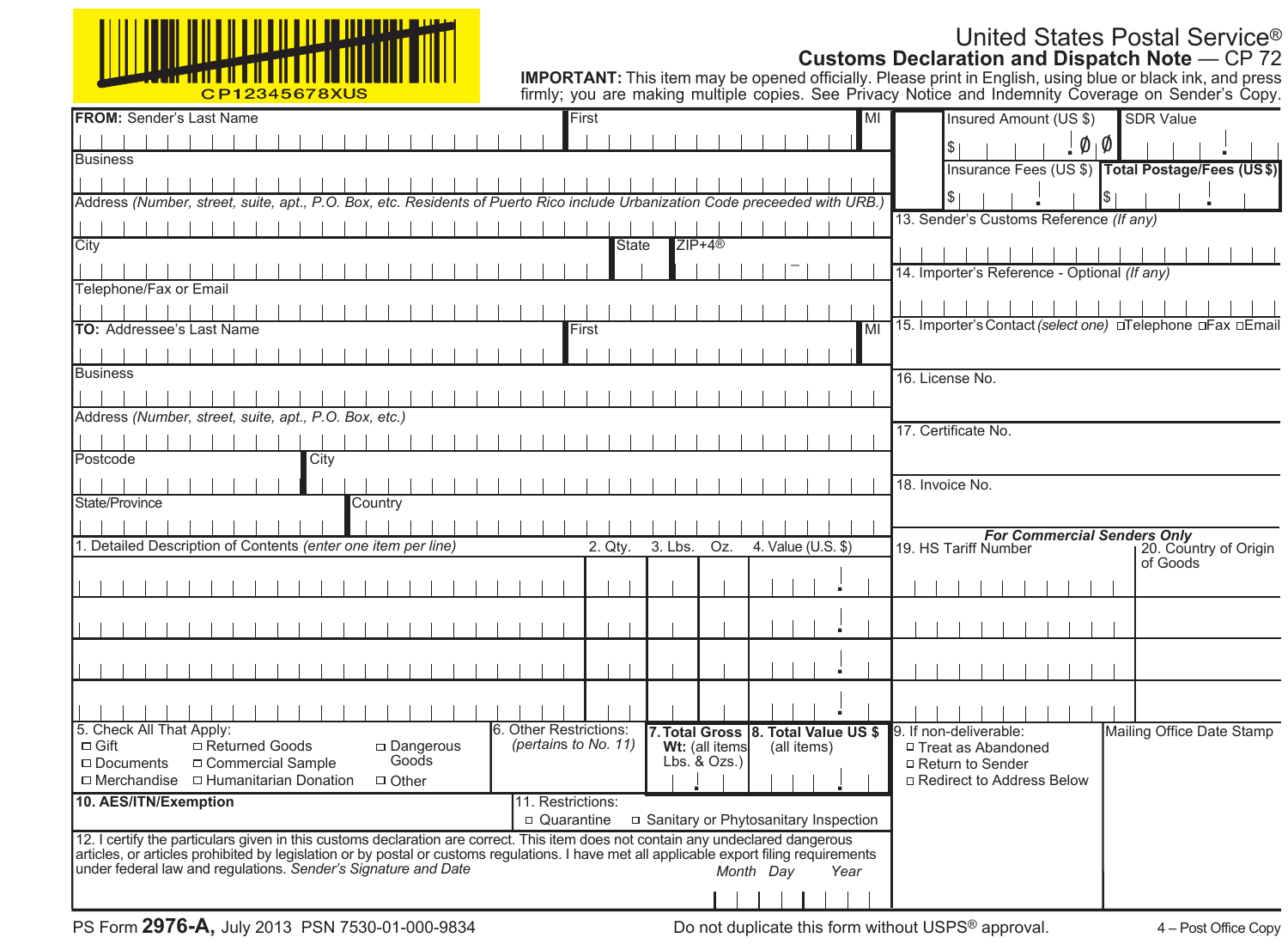CP12345678XUS

# United States Postal Service®

## Customs Declaration and Dispatch Note — CP 72

**IMPORTANT:** This item may be opened officially. Please print in English, using blue or black ink, and press firmly; you are making multiple copies. See Privacy Notice and Indemnity Coverage on Sender's Copy.

**FROM:** Sender's Last Name | First | MI

Business

Address *(Number, street, suite, apt., P.O. Box, etc. Residents of Puerto Rico include Urbanization Code preceeded with URB.)*

City | State | ZIP+4®

Telephone/Fax or Email

**TO:** Addressee's Last Name | First | MI

Business

Address *(Number, street, suite, apt., P.O. Box, etc.)*

Postcode | City

State/Province | Country

Insured Amount (US $) $ . ØØ | SDR Value

Insurance Fees (US $) $ . | **Total Postage/Fees (US $)** $ .

13. Sender's Customs Reference *(If any)*

14. Importer's Reference - Optional *(If any)*

15. Importer's Contact *(select one)* ☐ Telephone ☐ Fax ☐ Email

16. License No.

17. Certificate No.

18. Invoice No.

| 1. Detailed Description of Contents *(enter one item per line)* | 2. Qty. | 3. Lbs. | Oz. | 4. Value (U.S. $) |
|---|---|---|---|---|
| | | | | . |
| | | | | . |
| | | | | . |
| | | | | . |

***For Commercial Senders Only***

| 19. HS Tariff Number | 20. Country of Origin of Goods |
|---|---|
| | |
| | |
| | |
| | |

5. Check All That Apply:
- ☐ Gift
- ☐ Returned Goods
- ☐ Dangerous Goods
- ☐ Documents
- ☐ Commercial Sample
- ☐ Merchandise
- ☐ Humanitarian Donation
- ☐ Other

6. Other Restrictions: *(pertains to No. 11)*

**7. Total Gross Wt:** (all items Lbs. & Ozs.)

**8. Total Value US $** (all items)

9. If non-deliverable:
- ☐ Treat as Abandoned
- ☐ Return to Sender
- ☐ Redirect to Address Below

Mailing Office Date Stamp

**10. AES/ITN/Exemption**

11. Restrictions:
- ☐ Quarantine
- ☐ Sanitary or Phytosanitary Inspection

12. I certify the particulars given in this customs declaration are correct. This item does not contain any undeclared dangerous articles, or articles prohibited by legislation or by postal or customs regulations. I have met all applicable export filing requirements under federal law and regulations. *Sender's Signature and Date* *Month Day Year*

PS Form **2976-A,** July 2013 PSN 7530-01-000-9834 Do not duplicate this form without USPS® approval. 4 – Post Office Copy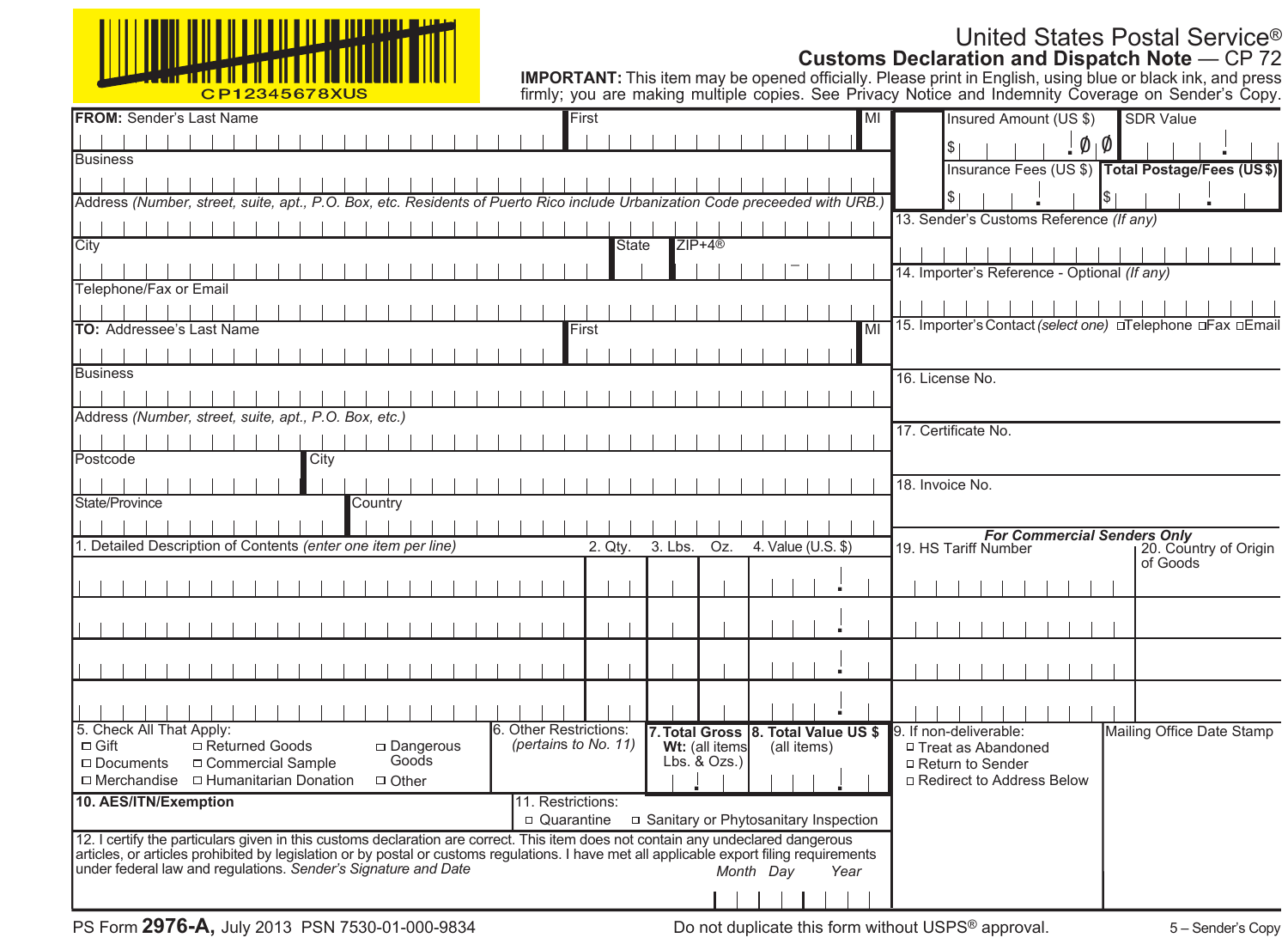CP12345678XUS

# United States Postal Service®

## Customs Declaration and Dispatch Note — CP 72

**IMPORTANT:** This item may be opened officially. Please print in English, using blue or black ink, and press firmly; you are making multiple copies. See Privacy Notice and Indemnity Coverage on Sender's Copy.

**FROM:** Sender's Last Name | First | MI

Business

Address *(Number, street, suite, apt., P.O. Box, etc. Residents of Puerto Rico include Urbanization Code preceeded with URB.)*

City | State | ZIP+4®

Telephone/Fax or Email

**TO:** Addressee's Last Name | First | MI

Business

Address *(Number, street, suite, apt., P.O. Box, etc.)*

Postcode | City

State/Province | Country

| Insured Amount (US $) | SDR Value |
|---|---|
| $ . 0 0 | |
| Insurance Fees (US $) | **Total Postage/Fees (US $)** |
| $ | $ |

13. Sender's Customs Reference *(If any)*

14. Importer's Reference - Optional *(If any)*

15. Importer's Contact *(select one)* ☐ Telephone ☐ Fax ☐ Email

16. License No.

17. Certificate No.

18. Invoice No.

| 1. Detailed Description of Contents *(enter one item per line)* | 2. Qty. | 3. Lbs. | Oz. | 4. Value (U.S. $) | 19. HS Tariff Number | 20. Country of Origin of Goods |
|---|---|---|---|---|---|---|
| | | | | | | |
| | | | | | | |
| | | | | | | |
| | | | | | | |

*For Commercial Senders Only* (applies to 19 and 20)

5. Check All That Apply:
- ☐ Gift
- ☐ Documents
- ☐ Merchandise
- ☐ Returned Goods
- ☐ Commercial Sample
- ☐ Humanitarian Donation
- ☐ Dangerous Goods
- ☐ Other

6. Other Restrictions: *(pertains to No. 11)*

**7. Total Gross Wt:** (all items Lbs. & Ozs.)

**8. Total Value US $** (all items)

9. If non-deliverable:
- ☐ Treat as Abandoned
- ☐ Return to Sender
- ☐ Redirect to Address Below

Mailing Office Date Stamp

**10. AES/ITN/Exemption**

11. Restrictions:
☐ Quarantine ☐ Sanitary or Phytosanitary Inspection

12. I certify the particulars given in this customs declaration are correct. This item does not contain any undeclared dangerous articles, or articles prohibited by legislation or by postal or customs regulations. I have met all applicable export filing requirements under federal law and regulations. *Sender's Signature and Date* *Month Day Year*

PS Form **2976-A,** July 2013 PSN 7530-01-000-9834 Do not duplicate this form without USPS® approval. 5 – Sender's Copy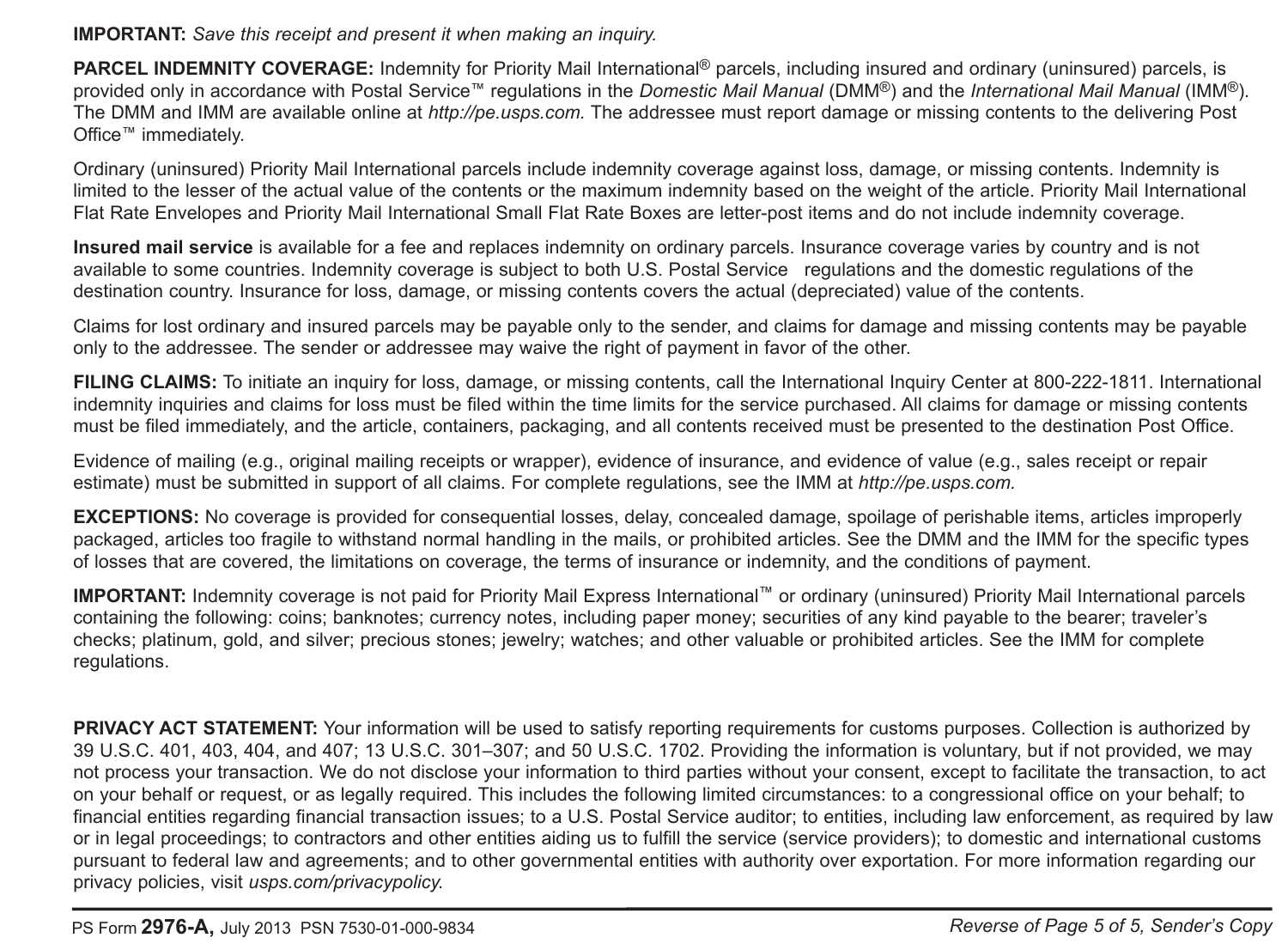**IMPORTANT:** *Save this receipt and present it when making an inquiry.*

**PARCEL INDEMNITY COVERAGE:** Indemnity for Priority Mail International® parcels, including insured and ordinary (uninsured) parcels, is provided only in accordance with Postal Service™ regulations in the *Domestic Mail Manual* (DMM®) and the *International Mail Manual* (IMM®). The DMM and IMM are available online at *http://pe.usps.com.* The addressee must report damage or missing contents to the delivering Post Office™ immediately.

Ordinary (uninsured) Priority Mail International parcels include indemnity coverage against loss, damage, or missing contents. Indemnity is limited to the lesser of the actual value of the contents or the maximum indemnity based on the weight of the article. Priority Mail International Flat Rate Envelopes and Priority Mail International Small Flat Rate Boxes are letter-post items and do not include indemnity coverage.

**Insured mail service** is available for a fee and replaces indemnity on ordinary parcels. Insurance coverage varies by country and is not available to some countries. Indemnity coverage is subject to both U.S. Postal Service regulations and the domestic regulations of the destination country. Insurance for loss, damage, or missing contents covers the actual (depreciated) value of the contents.

Claims for lost ordinary and insured parcels may be payable only to the sender, and claims for damage and missing contents may be payable only to the addressee. The sender or addressee may waive the right of payment in favor of the other.

**FILING CLAIMS:** To initiate an inquiry for loss, damage, or missing contents, call the International Inquiry Center at 800-222-1811. International indemnity inquiries and claims for loss must be filed within the time limits for the service purchased. All claims for damage or missing contents must be filed immediately, and the article, containers, packaging, and all contents received must be presented to the destination Post Office.

Evidence of mailing (e.g., original mailing receipts or wrapper), evidence of insurance, and evidence of value (e.g., sales receipt or repair estimate) must be submitted in support of all claims. For complete regulations, see the IMM at *http://pe.usps.com.*

**EXCEPTIONS:** No coverage is provided for consequential losses, delay, concealed damage, spoilage of perishable items, articles improperly packaged, articles too fragile to withstand normal handling in the mails, or prohibited articles. See the DMM and the IMM for the specific types of losses that are covered, the limitations on coverage, the terms of insurance or indemnity, and the conditions of payment.

**IMPORTANT:** Indemnity coverage is not paid for Priority Mail Express International™ or ordinary (uninsured) Priority Mail International parcels containing the following: coins; banknotes; currency notes, including paper money; securities of any kind payable to the bearer; traveler's checks; platinum, gold, and silver; precious stones; jewelry; watches; and other valuable or prohibited articles. See the IMM for complete regulations.

**PRIVACY ACT STATEMENT:** Your information will be used to satisfy reporting requirements for customs purposes. Collection is authorized by 39 U.S.C. 401, 403, 404, and 407; 13 U.S.C. 301–307; and 50 U.S.C. 1702. Providing the information is voluntary, but if not provided, we may not process your transaction. We do not disclose your information to third parties without your consent, except to facilitate the transaction, to act on your behalf or request, or as legally required. This includes the following limited circumstances: to a congressional office on your behalf; to financial entities regarding financial transaction issues; to a U.S. Postal Service auditor; to entities, including law enforcement, as required by law or in legal proceedings; to contractors and other entities aiding us to fulfill the service (service providers); to domestic and international customs pursuant to federal law and agreements; and to other governmental entities with authority over exportation. For more information regarding our privacy policies, visit *usps.com/privacypolicy.*

PS Form **2976-A,** July 2013 PSN 7530-01-000-9834 *Reverse of Page 5 of 5, Sender's Copy*